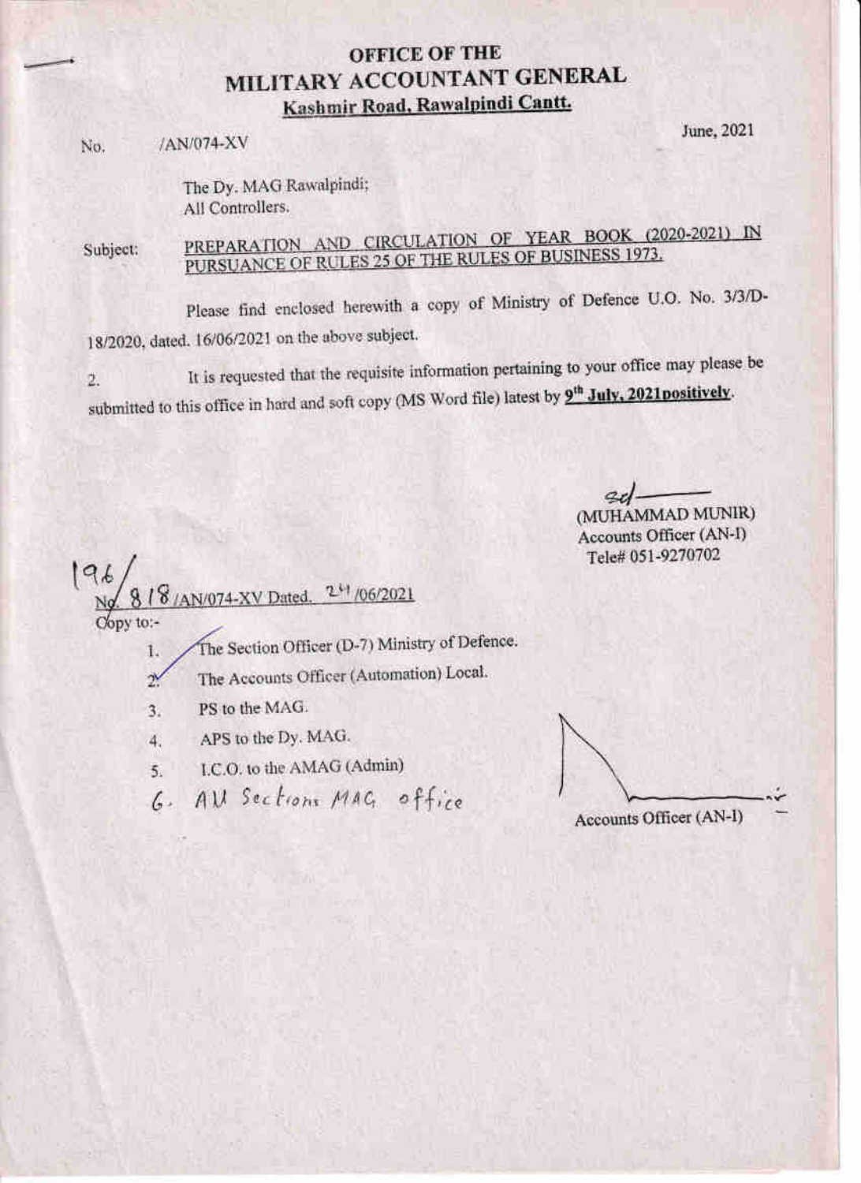# OFFICE OF THE
# MILITARY ACCOUNTANT GENERAL
**Kashmir Road, Rawalpindi Cantt.**

No. /AN/074-XV June, 2021

The Dy. MAG Rawalpindi;
All Controllers.

Subject: **PREPARATION AND CIRCULATION OF YEAR BOOK (2020-2021) IN PURSUANCE OF RULES 25 OF THE RULES OF BUSINESS 1973.**

Please find enclosed herewith a copy of Ministry of Defence U.O. No. 3/3/D-18/2020, dated. 16/06/2021 on the above subject.

2. It is requested that the requisite information pertaining to your office may please be submitted to this office in hard and soft copy (MS Word file) latest by **9th July, 2021positively**.

sd/-
(MUHAMMAD MUNIR)
Accounts Officer (AN-I)
Tele# 051-9270702

196/
No. 818/AN/074-XV Dated. 24/06/2021

Copy to:-

1. The Section Officer (D-7) Ministry of Defence.
2. The Accounts Officer (Automation) Local.
3. PS to the MAG.
4. APS to the Dy. MAG.
5. I.C.O. to the AMAG (Admin)
6. All Sections MAG office

Accounts Officer (AN-I)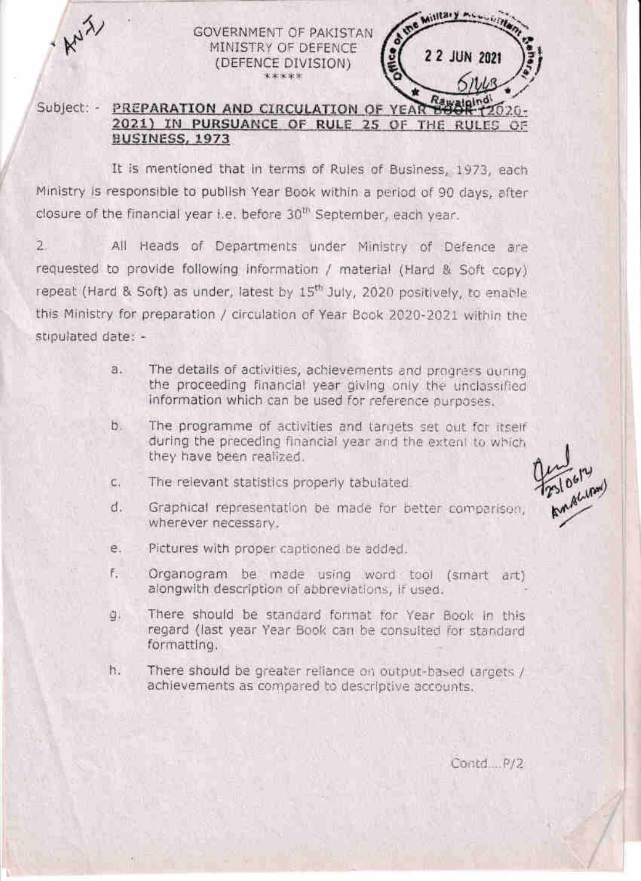GOVERNMENT OF PAKISTAN
MINISTRY OF DEFENCE
(DEFENCE DIVISION)
\*\*\*\*\*

Subject: - **PREPARATION AND CIRCULATION OF YEAR BOOK (2020-2021) IN PURSUANCE OF RULE 25 OF THE RULES OF BUSINESS, 1973**

It is mentioned that in terms of Rules of Business, 1973, each Ministry is responsible to publish Year Book within a period of 90 days, after closure of the financial year i.e. before 30th September, each year.

2. All Heads of Departments under Ministry of Defence are requested to provide following information / material (Hard & Soft copy) repeat (Hard & Soft) as under, latest by 15th July, 2020 positively, to enable this Ministry for preparation / circulation of Year Book 2020-2021 within the stipulated date: -

a. The details of activities, achievements and progress during the proceeding financial year giving only the unclassified information which can be used for reference purposes.

b. The programme of activities and targets set out for itself during the preceding financial year and the extent to which they have been realized.

c. The relevant statistics properly tabulated.

d. Graphical representation be made for better comparison, wherever necessary.

e. Pictures with proper captioned be added.

f. Organogram be made using word tool (smart art) alongwith description of abbreviations, if used.

g. There should be standard format for Year Book in this regard (last year Year Book can be consulted for standard formatting.

h. There should be greater reliance on output-based targets / achievements as compared to descriptive accounts.

Contd....P/2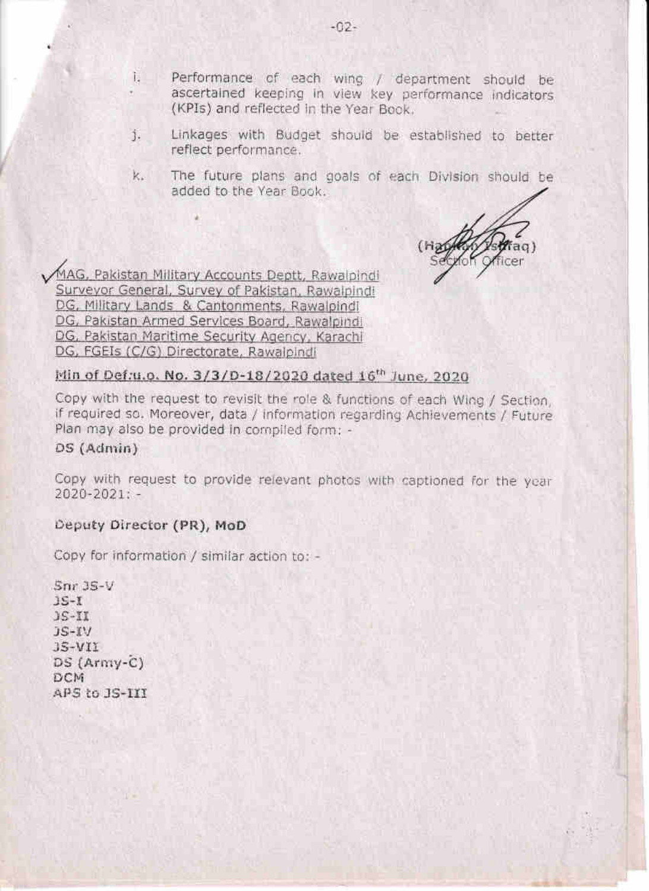i. Performance of each wing / department should be ascertained keeping in view key performance indicators (KPIs) and reflected in the Year Book.

j. Linkages with Budget should be established to better reflect performance.

k. The future plans and goals of each Division should be added to the Year Book.

(Hamid Ishfaq)
Section Officer

✓MAG, Pakistan Military Accounts Deptt, Rawalpindi
Surveyor General, Survey of Pakistan, Rawalpindi
DG, Military Lands & Cantonments, Rawalpindi
DG, Pakistan Armed Services Board, Rawalpindi
DG, Pakistan Maritime Security Agency, Karachi
DG, FGEIs (C/G) Directorate, Rawalpindi

Min of Def:u.o. No. 3/3/D-18/2020 dated 16th June, 2020

Copy with the request to revisit the role & functions of each Wing / Section, if required so. Moreover, data / information regarding Achievements / Future Plan may also be provided in compiled form: -

DS (Admin)

Copy with request to provide relevant photos with captioned for the year 2020-2021: -

**Deputy Director (PR), MoD**

Copy for information / similar action to: -

Snr JS-V
JS-I
JS-II
JS-IV
JS-VII
DS (Army-C)
DCM
APS to JS-III